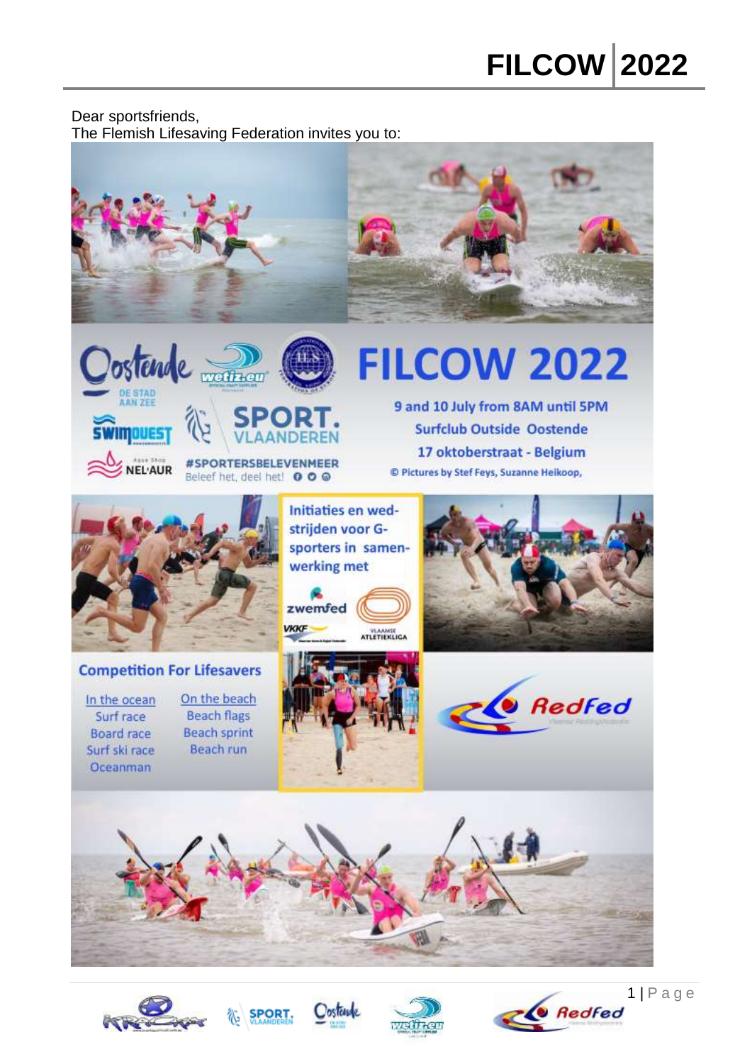Dear sportsfriends,
The Flemish Lifesaving Federation invites you to:

# FILCOW 2022

9 and 10 July from 8AM until 5PM
Surfclub Outside Oostende
17 oktoberstraat - Belgium

© Pictures by Stef Feys, Suzanne Heikoop,

#SPORTERSBELEVENMEER
Beleef het, deel het!

Initiaties en wedstrijden voor G-sporters in samenwerking met

## Competition For Lifesavers

| In the ocean | On the beach |
| --- | --- |
| Surf race | Beach flags |
| Board race | Beach sprint |
| Surf ski race | Beach run |
| Oceanman | |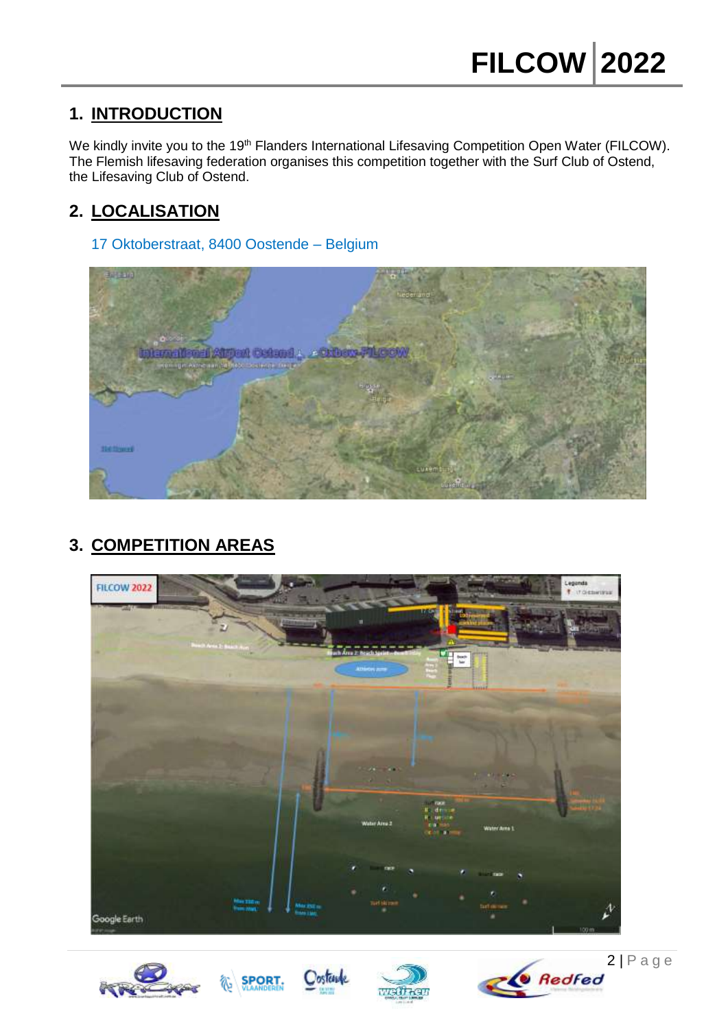## 1. INTRODUCTION

We kindly invite you to the 19th Flanders International Lifesaving Competition Open Water (FILCOW). The Flemish lifesaving federation organises this competition together with the Surf Club of Ostend, the Lifesaving Club of Ostend.

## 2. LOCALISATION

17 Oktoberstraat, 8400 Oostende – Belgium

## 3. COMPETITION AREAS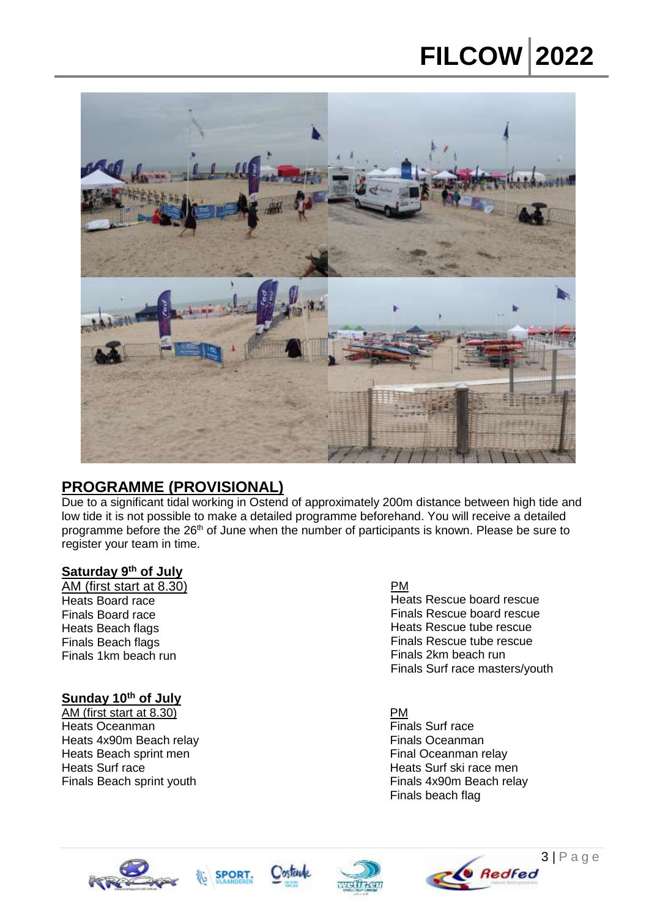## PROGRAMME (PROVISIONAL)

Due to a significant tidal working in Ostend of approximately 200m distance between high tide and low tide it is not possible to make a detailed programme beforehand. You will receive a detailed programme before the 26th of June when the number of participants is known. Please be sure to register your team in time.

### Saturday 9th of July

AM (first start at 8.30)

Heats Board race
Finals Board race
Heats Beach flags
Finals Beach flags
Finals 1km beach run

PM

Heats Rescue board rescue
Finals Rescue board rescue
Heats Rescue tube rescue
Finals Rescue tube rescue
Finals 2km beach run
Finals Surf race masters/youth

### Sunday 10th of July

AM (first start at 8.30)

Heats Oceanman
Heats 4x90m Beach relay
Heats Beach sprint men
Heats Surf race
Finals Beach sprint youth

PM

Finals Surf race
Finals Oceanman
Final Oceanman relay
Heats Surf ski race men
Finals 4x90m Beach relay
Finals beach flag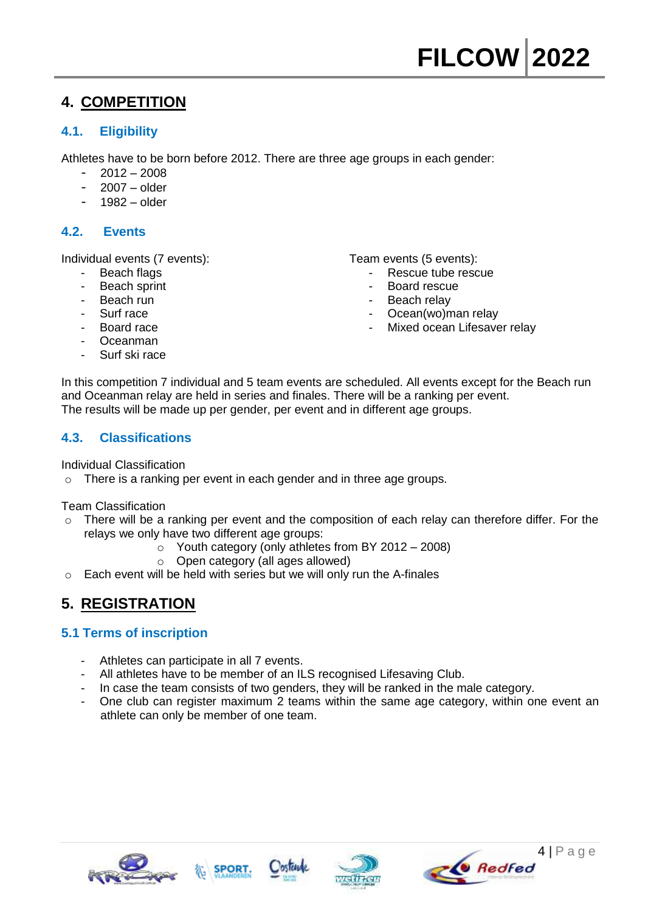# 4. COMPETITION

## 4.1. Eligibility

Athletes have to be born before 2012. There are three age groups in each gender:

- 2012 – 2008
- 2007 – older
- 1982 – older

## 4.2. Events

Individual events (7 events):

- Beach flags
- Beach sprint
- Beach run
- Surf race
- Board race
- Oceanman
- Surf ski race

Team events (5 events):

- Rescue tube rescue
- Board rescue
- Beach relay
- Ocean(wo)man relay
- Mixed ocean Lifesaver relay

In this competition 7 individual and 5 team events are scheduled. All events except for the Beach run and Oceanman relay are held in series and finales. There will be a ranking per event.
The results will be made up per gender, per event and in different age groups.

## 4.3. Classifications

Individual Classification

- There is a ranking per event in each gender and in three age groups.

Team Classification

- There will be a ranking per event and the composition of each relay can therefore differ. For the relays we only have two different age groups:
  - Youth category (only athletes from BY 2012 – 2008)
  - Open category (all ages allowed)
- Each event will be held with series but we will only run the A-finales

# 5. REGISTRATION

## 5.1 Terms of inscription

- Athletes can participate in all 7 events.
- All athletes have to be member of an ILS recognised Lifesaving Club.
- In case the team consists of two genders, they will be ranked in the male category.
- One club can register maximum 2 teams within the same age category, within one event an athlete can only be member of one team.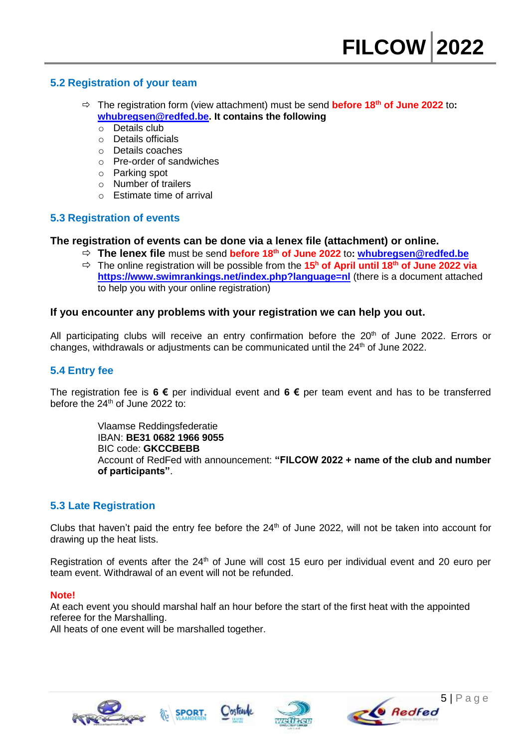## 5.2 Registration of your team

- The registration form (view attachment) must be send **before 18th of June 2022** to: **whubregsen@redfed.be. It contains the following**
  - Details club
  - Details officials
  - Details coaches
  - Pre-order of sandwiches
  - Parking spot
  - Number of trailers
  - Estimate time of arrival

## 5.3 Registration of events

**The registration of events can be done via a lenex file (attachment) or online.**

- **The lenex file** must be send **before 18th of June 2022** to: **whubregsen@redfed.be**
- The online registration will be possible from the **15h of April until 18th of June 2022 via https://www.swimrankings.net/index.php?language=nl** (there is a document attached to help you with your online registration)

**If you encounter any problems with your registration we can help you out.**

All participating clubs will receive an entry confirmation before the 20th of June 2022. Errors or changes, withdrawals or adjustments can be communicated until the 24th of June 2022.

## 5.4 Entry fee

The registration fee is **6 €** per individual event and **6 €** per team event and has to be transferred before the 24th of June 2022 to:

> Vlaamse Reddingsfederatie
> IBAN: **BE31 0682 1966 9055**
> BIC code: **GKCCBEBB**
> Account of RedFed with announcement: **"FILCOW 2022 + name of the club and number of participants"**.

## 5.3 Late Registration

Clubs that haven't paid the entry fee before the 24th of June 2022, will not be taken into account for drawing up the heat lists.

Registration of events after the 24th of June will cost 15 euro per individual event and 20 euro per team event. Withdrawal of an event will not be refunded.

**Note!**
At each event you should marshal half an hour before the start of the first heat with the appointed referee for the Marshalling.
All heats of one event will be marshalled together.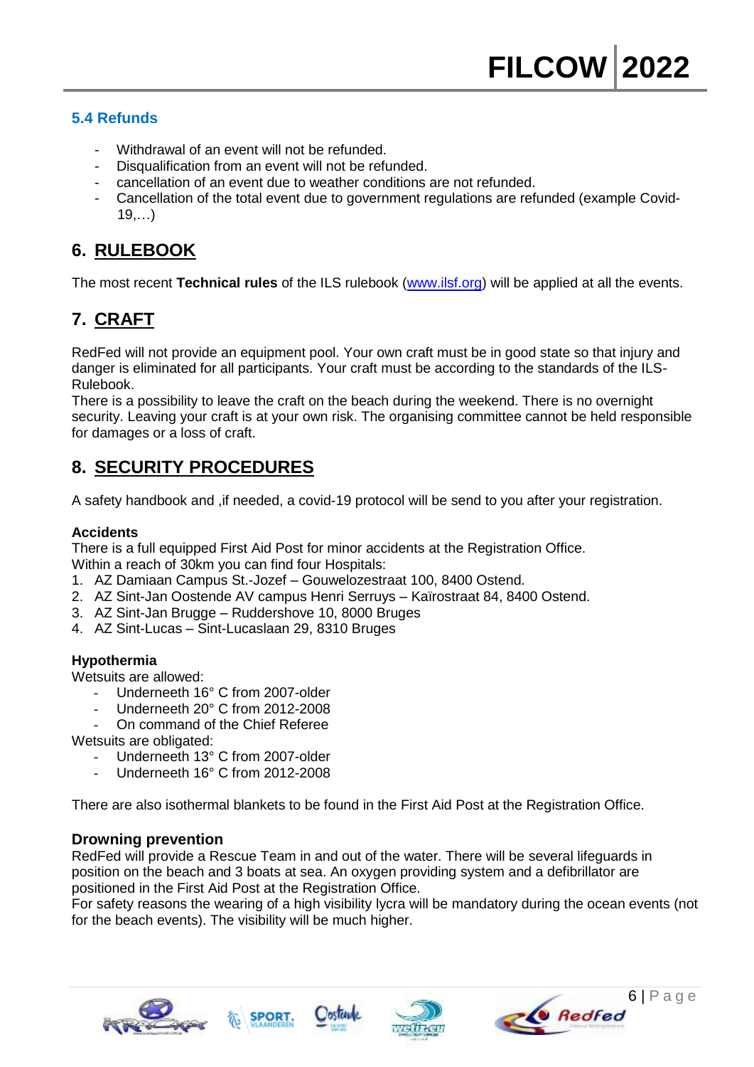### 5.4 Refunds

- Withdrawal of an event will not be refunded.
- Disqualification from an event will not be refunded.
- cancellation of an event due to weather conditions are not refunded.
- Cancellation of the total event due to government regulations are refunded (example Covid-19,…)

## 6. RULEBOOK

The most recent **Technical rules** of the ILS rulebook (www.ilsf.org) will be applied at all the events.

## 7. CRAFT

RedFed will not provide an equipment pool. Your own craft must be in good state so that injury and danger is eliminated for all participants. Your craft must be according to the standards of the ILS-Rulebook.
There is a possibility to leave the craft on the beach during the weekend. There is no overnight security. Leaving your craft is at your own risk. The organising committee cannot be held responsible for damages or a loss of craft.

## 8. SECURITY PROCEDURES

A safety handbook and ,if needed, a covid-19 protocol will be send to you after your registration.

**Accidents**

There is a full equipped First Aid Post for minor accidents at the Registration Office.
Within a reach of 30km you can find four Hospitals:

1. AZ Damiaan Campus St.-Jozef – Gouwelozestraat 100, 8400 Ostend.
2. AZ Sint-Jan Oostende AV campus Henri Serruys – Kaïrostraat 84, 8400 Ostend.
3. AZ Sint-Jan Brugge – Ruddershove 10, 8000 Bruges
4. AZ Sint-Lucas – Sint-Lucaslaan 29, 8310 Bruges

**Hypothermia**

Wetsuits are allowed:

- Underneeth 16° C from 2007-older
- Underneeth 20° C from 2012-2008
- On command of the Chief Referee

Wetsuits are obligated:

- Underneeth 13° C from 2007-older
- Underneeth 16° C from 2012-2008

There are also isothermal blankets to be found in the First Aid Post at the Registration Office.

**Drowning prevention**

RedFed will provide a Rescue Team in and out of the water. There will be several lifeguards in position on the beach and 3 boats at sea. An oxygen providing system and a defibrillator are positioned in the First Aid Post at the Registration Office.
For safety reasons the wearing of a high visibility lycra will be mandatory during the ocean events (not for the beach events). The visibility will be much higher.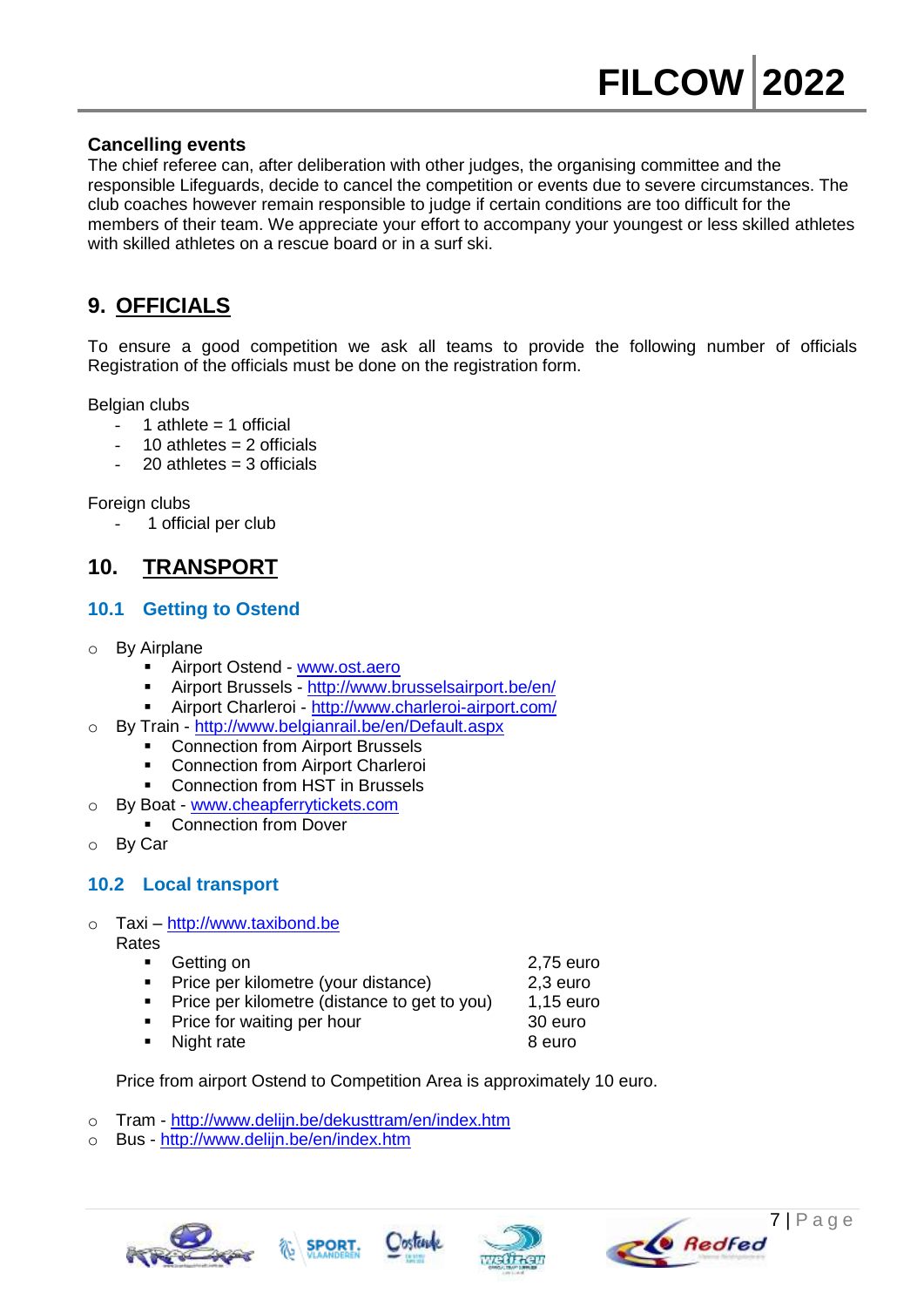### Cancelling events

The chief referee can, after deliberation with other judges, the organising committee and the responsible Lifeguards, decide to cancel the competition or events due to severe circumstances. The club coaches however remain responsible to judge if certain conditions are too difficult for the members of their team. We appreciate your effort to accompany your youngest or less skilled athletes with skilled athletes on a rescue board or in a surf ski.

## 9. OFFICIALS

To ensure a good competition we ask all teams to provide the following number of officials Registration of the officials must be done on the registration form.

Belgian clubs

- 1 athlete = 1 official
- 10 athletes = 2 officials
- 20 athletes = 3 officials

Foreign clubs

- 1 official per club

## 10. TRANSPORT

### 10.1 Getting to Ostend

- By Airplane
  - Airport Ostend - www.ost.aero
  - Airport Brussels - http://www.brusselsairport.be/en/
  - Airport Charleroi - http://www.charleroi-airport.com/
- By Train - http://www.belgianrail.be/en/Default.aspx
  - Connection from Airport Brussels
  - Connection from Airport Charleroi
  - Connection from HST in Brussels
- By Boat - www.cheapferrytickets.com
  - Connection from Dover
- By Car

### 10.2 Local transport

- Taxi – http://www.taxibond.be

  Rates

  | | |
  |---|---|
  | Getting on | 2,75 euro |
  | Price per kilometre (your distance) | 2,3 euro |
  | Price per kilometre (distance to get to you) | 1,15 euro |
  | Price for waiting per hour | 30 euro |
  | Night rate | 8 euro |

  Price from airport Ostend to Competition Area is approximately 10 euro.

- Tram - http://www.delijn.be/dekusttram/en/index.htm
- Bus - http://www.delijn.be/en/index.htm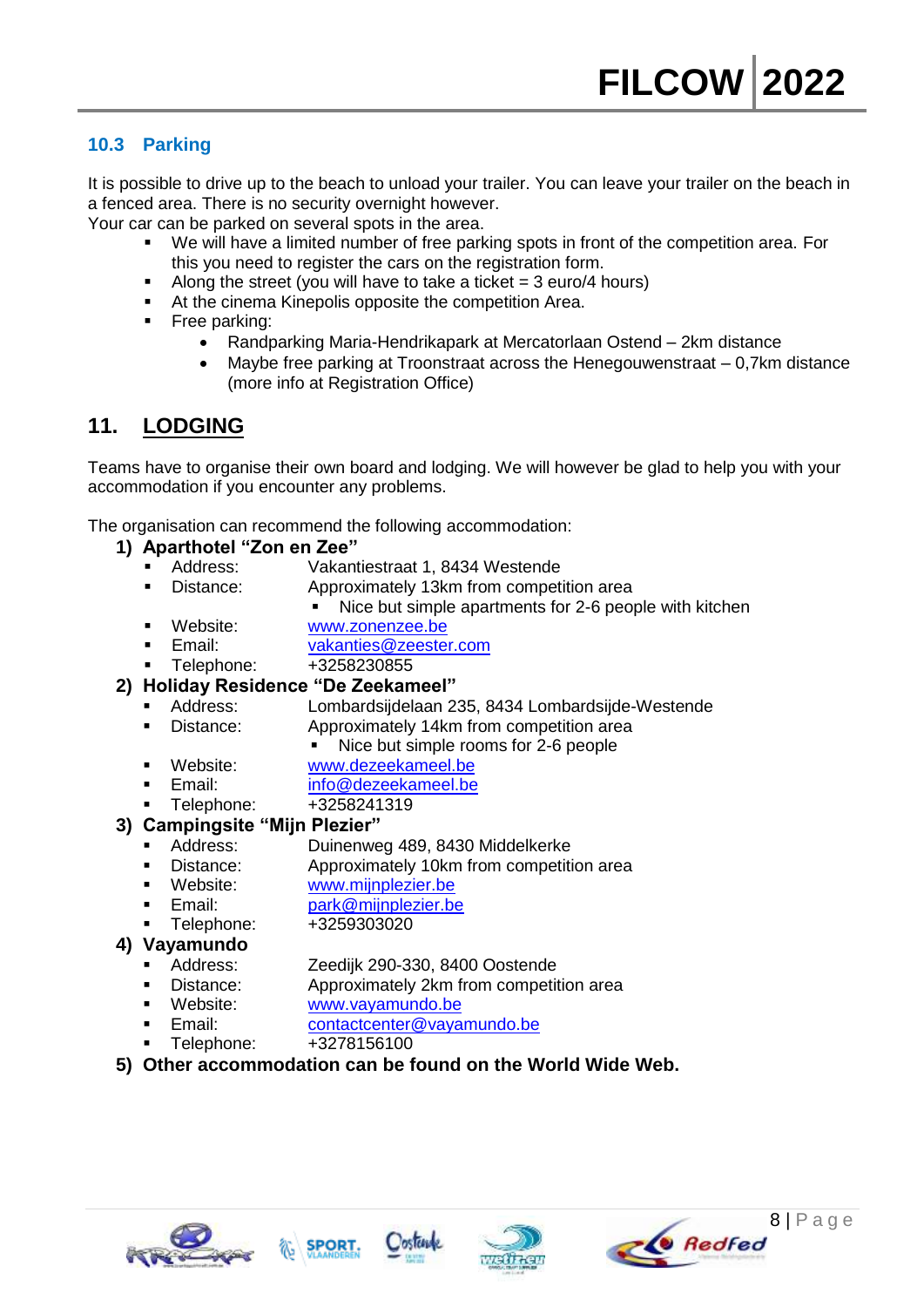### 10.3 Parking

It is possible to drive up to the beach to unload your trailer. You can leave your trailer on the beach in a fenced area. There is no security overnight however.
Your car can be parked on several spots in the area.

- We will have a limited number of free parking spots in front of the competition area. For this you need to register the cars on the registration form.
- Along the street (you will have to take a ticket = 3 euro/4 hours)
- At the cinema Kinepolis opposite the competition Area.
- Free parking:
    - Randparking Maria-Hendrikapark at Mercatorlaan Ostend – 2km distance
    - Maybe free parking at Troonstraat across the Henegouwenstraat – 0,7km distance (more info at Registration Office)

## 11. LODGING

Teams have to organise their own board and lodging. We will however be glad to help you with your accommodation if you encounter any problems.

The organisation can recommend the following accommodation:

1) **Aparthotel "Zon en Zee"**
    - Address: Vakantiestraat 1, 8434 Westende
    - Distance: Approximately 13km from competition area
        - Nice but simple apartments for 2-6 people with kitchen
    - Website: www.zonenzee.be
    - Email: vakanties@zeester.com
    - Telephone: +3258230855
2) **Holiday Residence "De Zeekameel"**
    - Address: Lombardsijdelaan 235, 8434 Lombardsijde-Westende
    - Distance: Approximately 14km from competition area
        - Nice but simple rooms for 2-6 people
    - Website: www.dezeekameel.be
    - Email: info@dezeekameel.be
    - Telephone: +3258241319
3) **Campingsite "Mijn Plezier"**
    - Address: Duinenweg 489, 8430 Middelkerke
    - Distance: Approximately 10km from competition area
    - Website: www.mijnplezier.be
    - Email: park@mijnplezier.be
    - Telephone: +3259303020
4) **Vayamundo**
    - Address: Zeedijk 290-330, 8400 Oostende
    - Distance: Approximately 2km from competition area
    - Website: www.vayamundo.be
    - Email: contactcenter@vayamundo.be
    - Telephone: +3278156100
5) **Other accommodation can be found on the World Wide Web.**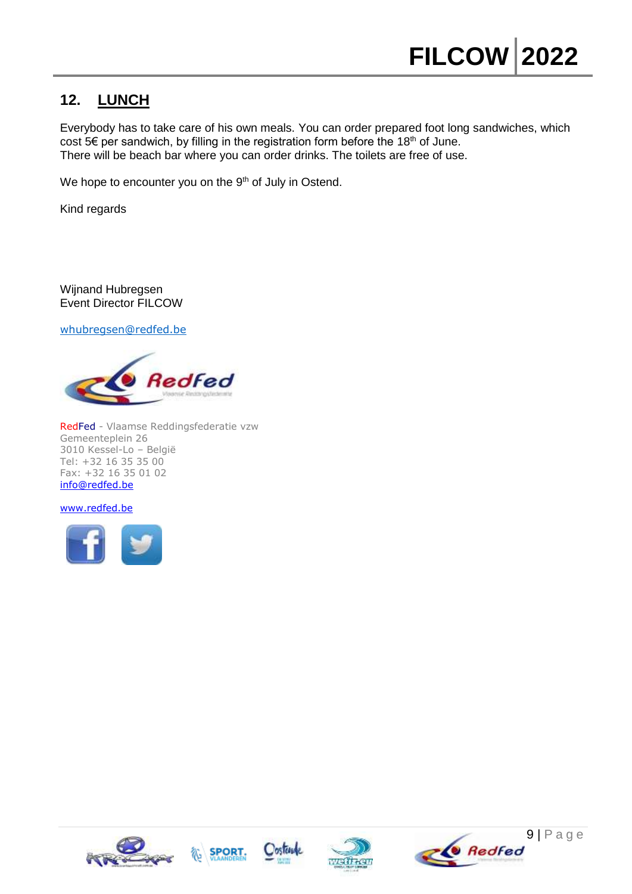## 12. LUNCH

Everybody has to take care of his own meals. You can order prepared foot long sandwiches, which cost 5€ per sandwich, by filling in the registration form before the 18th of June.
There will be beach bar where you can order drinks. The toilets are free of use.

We hope to encounter you on the 9th of July in Ostend.

Kind regards

Wijnand Hubregsen
Event Director FILCOW

whubregsen@redfed.be

RedFed - Vlaamse Reddingsfederatie vzw
Gemeenteplein 26
3010 Kessel-Lo – België
Tel: +32 16 35 35 00
Fax: +32 16 35 01 02
info@redfed.be

www.redfed.be